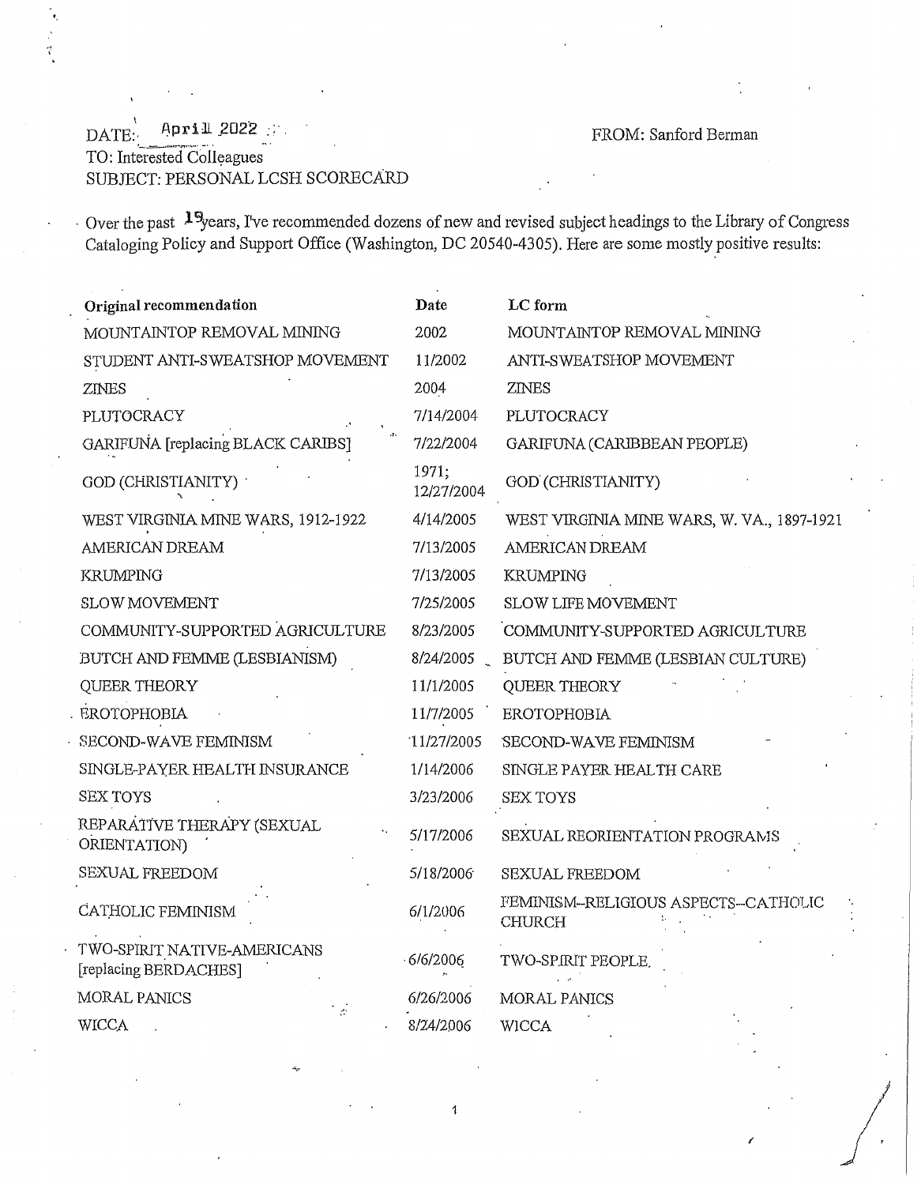DATE: April 2022

FROM: Sanford Berman

TO: Interested Colleagues

SUBJECT: PERSONAL LCSH SCORECARD

Over the past 19 years, I've recommended dozens of new and revised subject headings to the Library of Congress Cataloging Policy and Support Office (Washington, DC 20540-4305). Here are some mostly positive results:

| Original recommendation | Date | LC form |
| --- | --- | --- |
| MOUNTAINTOP REMOVAL MINING | 2002 | MOUNTAINTOP REMOVAL MINING |
| STUDENT ANTI-SWEATSHOP MOVEMENT | 11/2002 | ANTI-SWEATSHOP MOVEMENT |
| ZINES | 2004 | ZINES |
| PLUTOCRACY | 7/14/2004 | PLUTOCRACY |
| GARIFUNA [replacing BLACK CARIBS] | 7/22/2004 | GARIFUNA (CARIBBEAN PEOPLE) |
| GOD (CHRISTIANITY) | 1971; 12/27/2004 | GOD (CHRISTIANITY) |
| WEST VIRGINIA MINE WARS, 1912-1922 | 4/14/2005 | WEST VIRGINIA MINE WARS, W. VA., 1897-1921 |
| AMERICAN DREAM | 7/13/2005 | AMERICAN DREAM |
| KRUMPING | 7/13/2005 | KRUMPING |
| SLOW MOVEMENT | 7/25/2005 | SLOW LIFE MOVEMENT |
| COMMUNITY-SUPPORTED AGRICULTURE | 8/23/2005 | COMMUNITY-SUPPORTED AGRICULTURE |
| BUTCH AND FEMME (LESBIANISM) | 8/24/2005 | BUTCH AND FEMME (LESBIAN CULTURE) |
| QUEER THEORY | 11/1/2005 | QUEER THEORY |
| EROTOPHOBIA | 11/7/2005 | EROTOPHOBIA |
| SECOND-WAVE FEMINISM | 11/27/2005 | SECOND-WAVE FEMINISM |
| SINGLE-PAYER HEALTH INSURANCE | 1/14/2006 | SINGLE PAYER HEALTH CARE |
| SEX TOYS | 3/23/2006 | SEX TOYS |
| REPARATIVE THERAPY (SEXUAL ORIENTATION) | 5/17/2006 | SEXUAL REORIENTATION PROGRAMS |
| SEXUAL FREEDOM | 5/18/2006 | SEXUAL FREEDOM |
| CATHOLIC FEMINISM | 6/1/2006 | FEMINISM--RELIGIOUS ASPECTS--CATHOLIC CHURCH |
| TWO-SPIRIT NATIVE-AMERICANS [replacing BERDACHES] | 6/6/2006 | TWO-SPIRIT PEOPLE |
| MORAL PANICS | 6/26/2006 | MORAL PANICS |
| WICCA | 8/24/2006 | WICCA |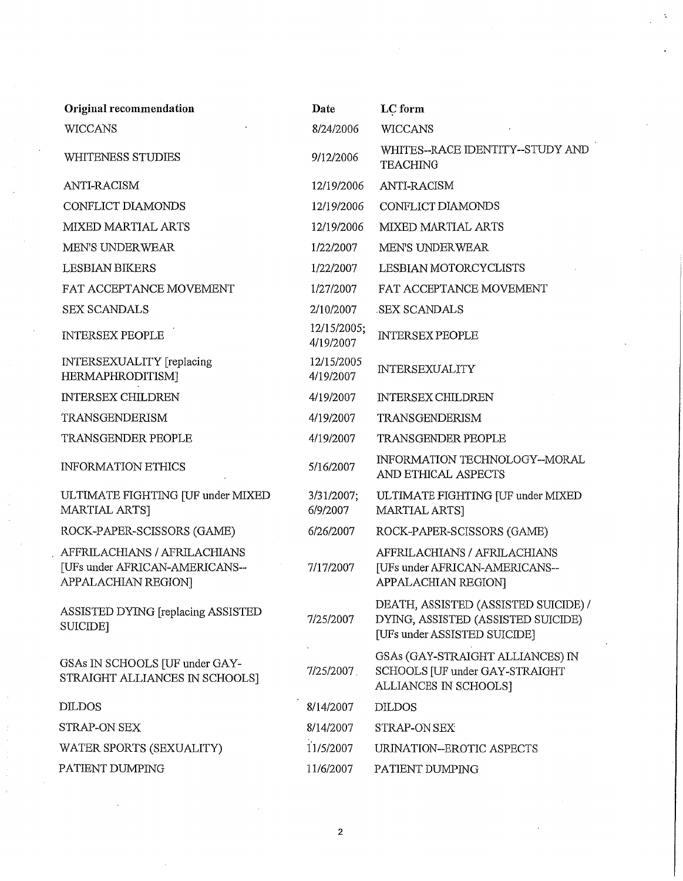| Original recommendation | Date | LC form |
|---|---|---|
| WICCANS | 8/24/2006 | WICCANS |
| WHITENESS STUDIES | 9/12/2006 | WHITES--RACE IDENTITY--STUDY AND TEACHING |
| ANTI-RACISM | 12/19/2006 | ANTI-RACISM |
| CONFLICT DIAMONDS | 12/19/2006 | CONFLICT DIAMONDS |
| MIXED MARTIAL ARTS | 12/19/2006 | MIXED MARTIAL ARTS |
| MEN'S UNDERWEAR | 1/22/2007 | MEN'S UNDERWEAR |
| LESBIAN BIKERS | 1/22/2007 | LESBIAN MOTORCYCLISTS |
| FAT ACCEPTANCE MOVEMENT | 1/27/2007 | FAT ACCEPTANCE MOVEMENT |
| SEX SCANDALS | 2/10/2007 | SEX SCANDALS |
| INTERSEX PEOPLE | 12/15/2005; 4/19/2007 | INTERSEX PEOPLE |
| INTERSEXUALITY [replacing HERMAPHRODITISM] | 12/15/2005 4/19/2007 | INTERSEXUALITY |
| INTERSEX CHILDREN | 4/19/2007 | INTERSEX CHILDREN |
| TRANSGENDERISM | 4/19/2007 | TRANSGENDERISM |
| TRANSGENDER PEOPLE | 4/19/2007 | TRANSGENDER PEOPLE |
| INFORMATION ETHICS | 5/16/2007 | INFORMATION TECHNOLOGY--MORAL AND ETHICAL ASPECTS |
| ULTIMATE FIGHTING [UF under MIXED MARTIAL ARTS] | 3/31/2007; 6/9/2007 | ULTIMATE FIGHTING [UF under MIXED MARTIAL ARTS] |
| ROCK-PAPER-SCISSORS (GAME) | 6/26/2007 | ROCK-PAPER-SCISSORS (GAME) |
| AFFRILACHIANS / AFRILACHIANS [UFs under AFRICAN-AMERICANS--APPALACHIAN REGION] | 7/17/2007 | AFFRILACHIANS / AFRILACHIANS [UFs under AFRICAN-AMERICANS--APPALACHIAN REGION] |
| ASSISTED DYING [replacing ASSISTED SUICIDE] | 7/25/2007 | DEATH, ASSISTED (ASSISTED SUICIDE) / DYING, ASSISTED (ASSISTED SUICIDE) [UFs under ASSISTED SUICIDE] |
| GSAs IN SCHOOLS [UF under GAY-STRAIGHT ALLIANCES IN SCHOOLS] | 7/25/2007 | GSAs (GAY-STRAIGHT ALLIANCES) IN SCHOOLS [UF under GAY-STRAIGHT ALLIANCES IN SCHOOLS] |
| DILDOS | 8/14/2007 | DILDOS |
| STRAP-ON SEX | 8/14/2007 | STRAP-ON SEX |
| WATER SPORTS (SEXUALITY) | 11/5/2007 | URINATION--EROTIC ASPECTS |
| PATIENT DUMPING | 11/6/2007 | PATIENT DUMPING |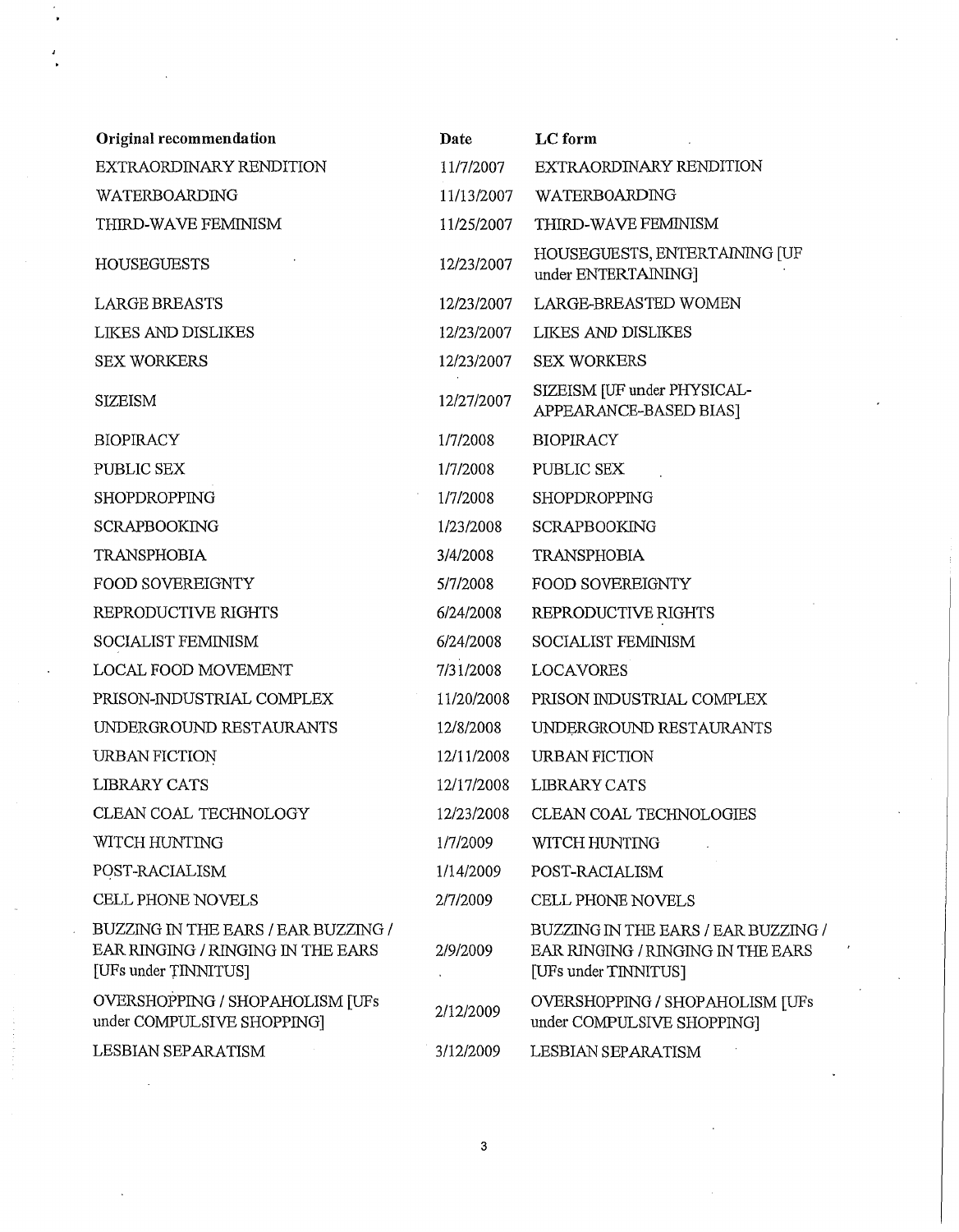| Original recommendation | Date | LC form |
| --- | --- | --- |
| EXTRAORDINARY RENDITION | 11/7/2007 | EXTRAORDINARY RENDITION |
| WATERBOARDING | 11/13/2007 | WATERBOARDING |
| THIRD-WAVE FEMINISM | 11/25/2007 | THIRD-WAVE FEMINISM |
| HOUSEGUESTS | 12/23/2007 | HOUSEGUESTS, ENTERTAINING [UF under ENTERTAINING] |
| LARGE BREASTS | 12/23/2007 | LARGE-BREASTED WOMEN |
| LIKES AND DISLIKES | 12/23/2007 | LIKES AND DISLIKES |
| SEX WORKERS | 12/23/2007 | SEX WORKERS |
| SIZEISM | 12/27/2007 | SIZEISM [UF under PHYSICAL-APPEARANCE-BASED BIAS] |
| BIOPIRACY | 1/7/2008 | BIOPIRACY |
| PUBLIC SEX | 1/7/2008 | PUBLIC SEX |
| SHOPDROPPING | 1/7/2008 | SHOPDROPPING |
| SCRAPBOOKING | 1/23/2008 | SCRAPBOOKING |
| TRANSPHOBIA | 3/4/2008 | TRANSPHOBIA |
| FOOD SOVEREIGNTY | 5/7/2008 | FOOD SOVEREIGNTY |
| REPRODUCTIVE RIGHTS | 6/24/2008 | REPRODUCTIVE RIGHTS |
| SOCIALIST FEMINISM | 6/24/2008 | SOCIALIST FEMINISM |
| LOCAL FOOD MOVEMENT | 7/31/2008 | LOCAVORES |
| PRISON-INDUSTRIAL COMPLEX | 11/20/2008 | PRISON INDUSTRIAL COMPLEX |
| UNDERGROUND RESTAURANTS | 12/8/2008 | UNDERGROUND RESTAURANTS |
| URBAN FICTION | 12/11/2008 | URBAN FICTION |
| LIBRARY CATS | 12/17/2008 | LIBRARY CATS |
| CLEAN COAL TECHNOLOGY | 12/23/2008 | CLEAN COAL TECHNOLOGIES |
| WITCH HUNTING | 1/7/2009 | WITCH HUNTING |
| POST-RACIALISM | 1/14/2009 | POST-RACIALISM |
| CELL PHONE NOVELS | 2/7/2009 | CELL PHONE NOVELS |
| BUZZING IN THE EARS / EAR BUZZING / EAR RINGING / RINGING IN THE EARS [UFs under TINNITUS] | 2/9/2009 | BUZZING IN THE EARS / EAR BUZZING / EAR RINGING / RINGING IN THE EARS [UFs under TINNITUS] |
| OVERSHOPPING / SHOPAHOLISM [UFs under COMPULSIVE SHOPPING] | 2/12/2009 | OVERSHOPPING / SHOPAHOLISM [UFs under COMPULSIVE SHOPPING] |
| LESBIAN SEPARATISM | 3/12/2009 | LESBIAN SEPARATISM |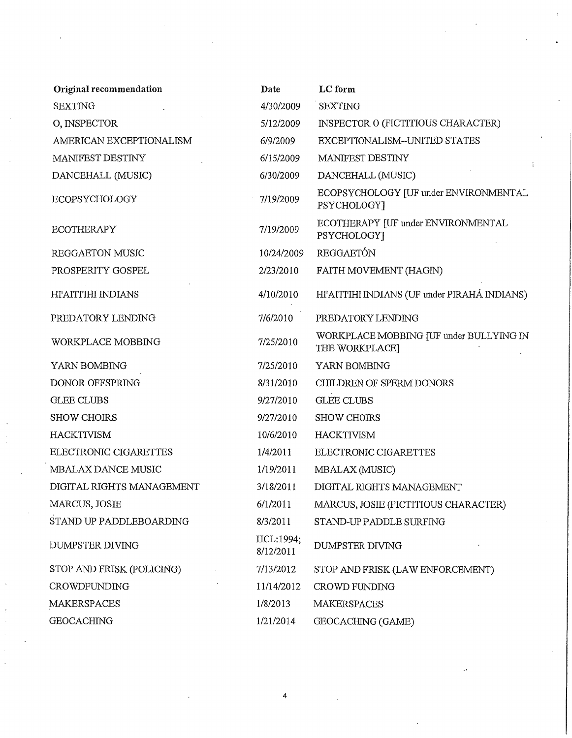| Original recommendation | Date | LC form |
| --- | --- | --- |
| SEXTING | 4/30/2009 | SEXTING |
| O, INSPECTOR | 5/12/2009 | INSPECTOR O (FICTITIOUS CHARACTER) |
| AMERICAN EXCEPTIONALISM | 6/9/2009 | EXCEPTIONALISM--UNITED STATES |
| MANIFEST DESTINY | 6/15/2009 | MANIFEST DESTINY |
| DANCEHALL (MUSIC) | 6/30/2009 | DANCEHALL (MUSIC) |
| ECOPSYCHOLOGY | 7/19/2009 | ECOPSYCHOLOGY [UF under ENVIRONMENTAL PSYCHOLOGY] |
| ECOTHERAPY | 7/19/2009 | ECOTHERAPY [UF under ENVIRONMENTAL PSYCHOLOGY] |
| REGGAETON MUSIC | 10/24/2009 | REGGAETÓN |
| PROSPERITY GOSPEL | 2/23/2010 | FAITH MOVEMENT (HAGIN) |
| HI'AITI'IHI INDIANS | 4/10/2010 | HI'AITI'IHI INDIANS (UF under PIRAHÁ INDIANS) |
| PREDATORY LENDING | 7/6/2010 | PREDATORY LENDING |
| WORKPLACE MOBBING | 7/25/2010 | WORKPLACE MOBBING [UF under BULLYING IN THE WORKPLACE] |
| YARN BOMBING | 7/25/2010 | YARN BOMBING |
| DONOR OFFSPRING | 8/31/2010 | CHILDREN OF SPERM DONORS |
| GLEE CLUBS | 9/27/2010 | GLEE CLUBS |
| SHOW CHOIRS | 9/27/2010 | SHOW CHOIRS |
| HACKTIVISM | 10/6/2010 | HACKTIVISM |
| ELECTRONIC CIGARETTES | 1/4/2011 | ELECTRONIC CIGARETTES |
| MBALAX DANCE MUSIC | 1/19/2011 | MBALAX (MUSIC) |
| DIGITAL RIGHTS MANAGEMENT | 3/18/2011 | DIGITAL RIGHTS MANAGEMENT |
| MARCUS, JOSIE | 6/1/2011 | MARCUS, JOSIE (FICTITIOUS CHARACTER) |
| STAND UP PADDLEBOARDING | 8/3/2011 | STAND-UP PADDLE SURFING |
| DUMPSTER DIVING | HCL:1994; 8/12/2011 | DUMPSTER DIVING |
| STOP AND FRISK (POLICING) | 7/13/2012 | STOP AND FRISK (LAW ENFORCEMENT) |
| CROWDFUNDING | 11/14/2012 | CROWD FUNDING |
| MAKERSPACES | 1/8/2013 | MAKERSPACES |
| GEOCACHING | 1/21/2014 | GEOCACHING (GAME) |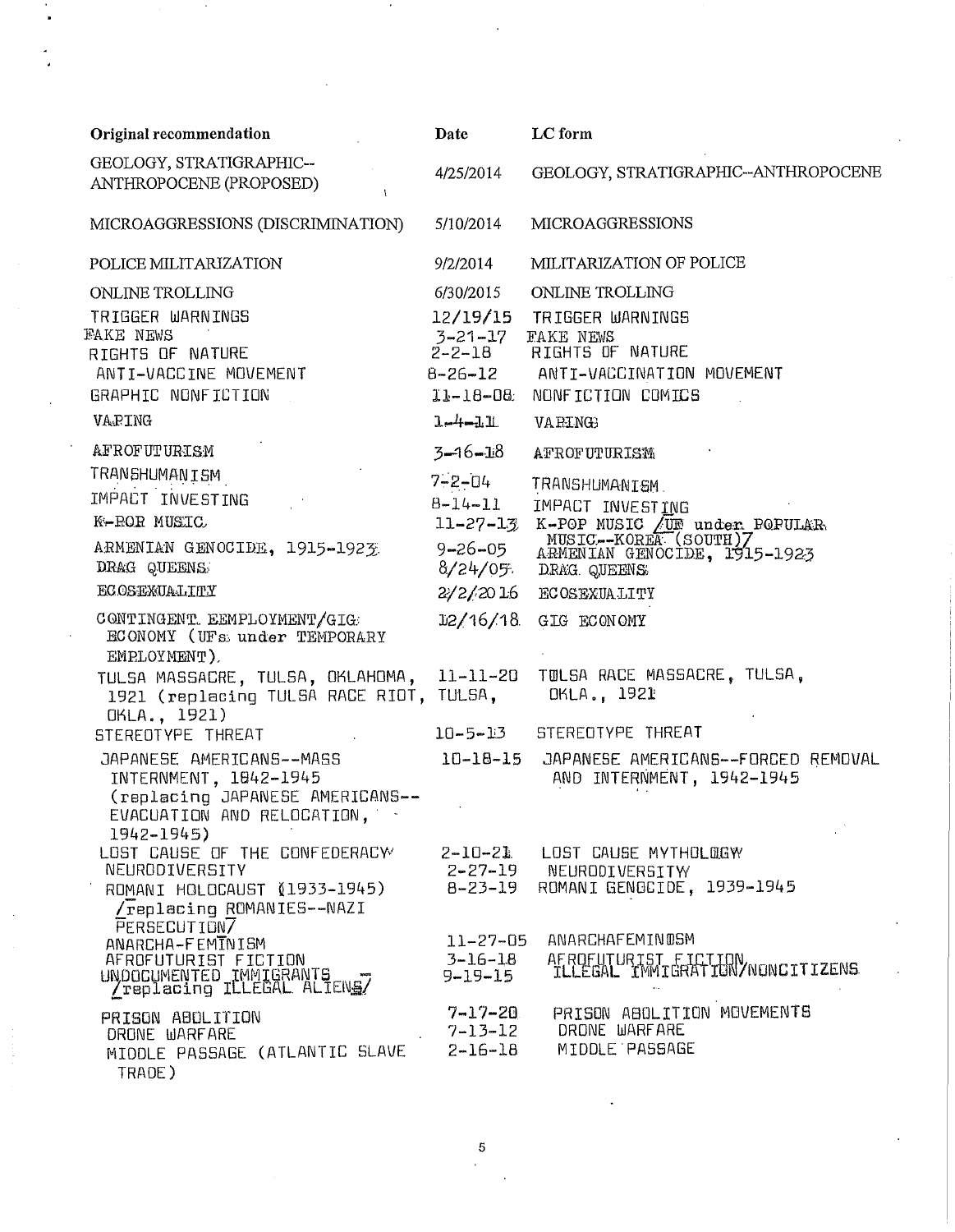| Original recommendation | Date | LC form |
|---|---|---|
| GEOLOGY, STRATIGRAPHIC--ANTHROPOCENE (PROPOSED) | 4/25/2014 | GEOLOGY, STRATIGRAPHIC--ANTHROPOCENE |
| MICROAGGRESSIONS (DISCRIMINATION) | 5/10/2014 | MICROAGGRESSIONS |
| POLICE MILITARIZATION | 9/2/2014 | MILITARIZATION OF POLICE |
| ONLINE TROLLING | 6/30/2015 | ONLINE TROLLING |
| TRIGGER WARNINGS | 12/19/15 | TRIGGER WARNINGS |
| FAKE NEWS | 3-21-17 | FAKE NEWS |
| RIGHTS OF NATURE | 2-2-18 | RIGHTS OF NATURE |
| ANTI-VACCINE MOVEMENT | 8-26-12 | ANTI-VACCINATION MOVEMENT |
| GRAPHIC NONFICTION | 11-18-08 | NONFICTION COMICS |
| VAPING | 1-4-11 | VAPING |
| AFROFUTURISM | 3-16-18 | AFROFUTURISM |
| TRANSHUMANISM | 7-2-04 | TRANSHUMANISM |
| IMPACT INVESTING | 8-14-11 | IMPACT INVESTING |
| K-POP MUSIC | 11-27-13 | K-POP MUSIC /UF under POPULAR MUSIC--KOREA (SOUTH)/ |
| ARMENIAN GENOCIDE, 1915-1923 | 9-26-05 | ARMENIAN GENOCIDE, 1915-1923 |
| DRAG QUEENS | 8/24/05 | DRAG QUEENS |
| ECOSEXUALITY | 2/2/2016 | ECOSEXUALITY |
| CONTINGENT EEMPLOYMENT/GIG ECONOMY (UFs under TEMPORARY EMPLOYMENT) | 12/16/18 | GIG ECONOMY |
| TULSA MASSACRE, TULSA, OKLAHOMA, 1921 (replacing TULSA RACE RIOT, TULSA, OKLA., 1921) | 11-11-20 | TULSA RACE MASSACRE, TULSA, OKLA., 1921 |
| STEREOTYPE THREAT | 10-5-13 | STEREOTYPE THREAT |
| JAPANESE AMERICANS--MASS INTERNMENT, 1842-1945 (replacing JAPANESE AMERICANS--EVACUATION AND RELOCATION, 1942-1945) | 10-18-15 | JAPANESE AMERICANS--FORCED REMOVAL AND INTERNMENT, 1942-1945 |
| LOST CAUSE OF THE CONFEDERACY | 2-10-21 | LOST CAUSE MYTHOLOGY |
| NEURODIVERSITY | 2-27-19 | NEURODIVERSITY |
| ROMANI HOLOCAUST (1933-1945) /replacing ROMANIES--NAZI PERSECUTION/ | 8-23-19 | ROMANI GENOCIDE, 1939-1945 |
| ANARCHA-FEMINISM | 11-27-05 | ANARCHAFEMINISM |
| AFROFUTURIST FICTION | 3-16-18 | AFROFUTURIST FICTION |
| UNDOCUMENTED IMMIGRANTS /replacing ILLEGAL ALIENS/ | 9-19-15 | ILLEGAL IMMIGRATION/NONCITIZENS |
| PRISON ABOLITION | 7-17-20 | PRISON ABOLITION MOVEMENTS |
| DRONE WARFARE | 7-13-12 | DRONE WARFARE |
| MIDDLE PASSAGE (ATLANTIC SLAVE TRADE) | 2-16-18 | MIDDLE PASSAGE |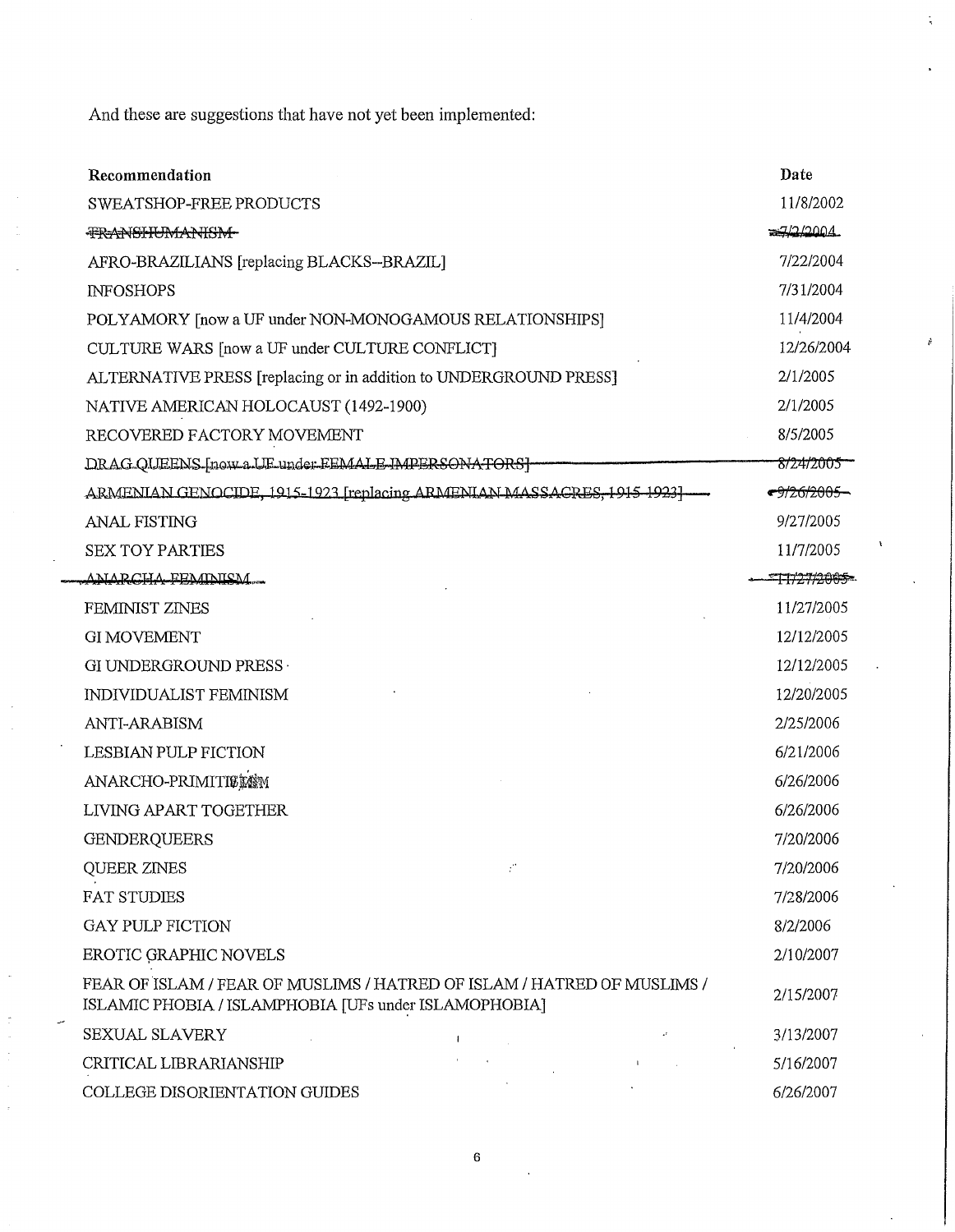And these are suggestions that have not yet been implemented:

| Recommendation | Date |
| --- | --- |
| SWEATSHOP-FREE PRODUCTS | 11/8/2002 |
| ~~TRANSHUMANISM~~ | ~~7/2/2004~~ |
| AFRO-BRAZILIANS [replacing BLACKS--BRAZIL] | 7/22/2004 |
| INFOSHOPS | 7/31/2004 |
| POLYAMORY [now a UF under NON-MONOGAMOUS RELATIONSHIPS] | 11/4/2004 |
| CULTURE WARS [now a UF under CULTURE CONFLICT] | 12/26/2004 |
| ALTERNATIVE PRESS [replacing or in addition to UNDERGROUND PRESS] | 2/1/2005 |
| NATIVE AMERICAN HOLOCAUST (1492-1900) | 2/1/2005 |
| RECOVERED FACTORY MOVEMENT | 8/5/2005 |
| ~~DRAG QUEENS [now a UF under FEMALE IMPERSONATORS]~~ | ~~8/24/2005~~ |
| ~~ARMENIAN GENOCIDE, 1915-1923 [replacing ARMENIAN MASSACRES, 1915-1923]~~ | ~~9/26/2005~~ |
| ANAL FISTING | 9/27/2005 |
| SEX TOY PARTIES | 11/7/2005 |
| ~~ANARCHA-FEMINISM~~ | ~~11/27/2005~~ |
| FEMINIST ZINES | 11/27/2005 |
| GI MOVEMENT | 12/12/2005 |
| GI UNDERGROUND PRESS | 12/12/2005 |
| INDIVIDUALIST FEMINISM | 12/20/2005 |
| ANTI-ARABISM | 2/25/2006 |
| LESBIAN PULP FICTION | 6/21/2006 |
| ANARCHO-PRIMITIVISM | 6/26/2006 |
| LIVING APART TOGETHER | 6/26/2006 |
| GENDERQUEERS | 7/20/2006 |
| QUEER ZINES | 7/20/2006 |
| FAT STUDIES | 7/28/2006 |
| GAY PULP FICTION | 8/2/2006 |
| EROTIC GRAPHIC NOVELS | 2/10/2007 |
| FEAR OF ISLAM / FEAR OF MUSLIMS / HATRED OF ISLAM / HATRED OF MUSLIMS / ISLAMIC PHOBIA / ISLAMPHOBIA [UFs under ISLAMOPHOBIA] | 2/15/2007 |
| SEXUAL SLAVERY | 3/13/2007 |
| CRITICAL LIBRARIANSHIP | 5/16/2007 |
| COLLEGE DISORIENTATION GUIDES | 6/26/2007 |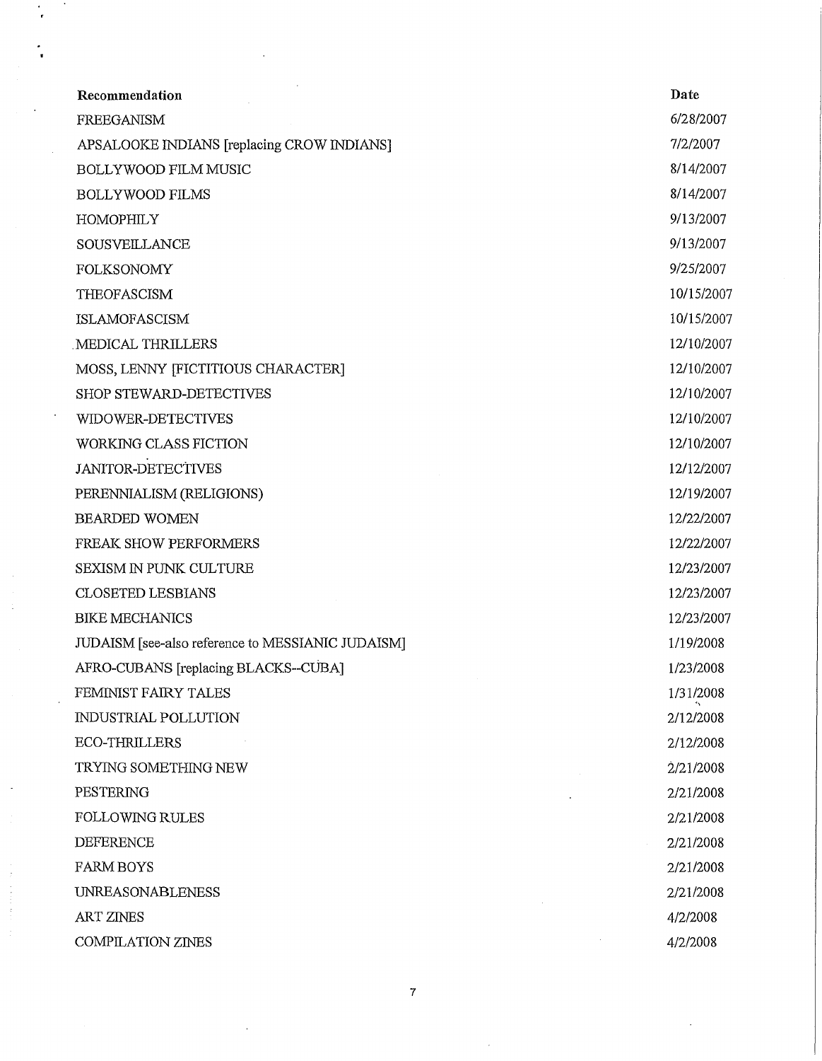| Recommendation | Date |
|---|---|
| FREEGANISM | 6/28/2007 |
| APSALOOKE INDIANS [replacing CROW INDIANS] | 7/2/2007 |
| BOLLYWOOD FILM MUSIC | 8/14/2007 |
| BOLLYWOOD FILMS | 8/14/2007 |
| HOMOPHILY | 9/13/2007 |
| SOUSVEILLANCE | 9/13/2007 |
| FOLKSONOMY | 9/25/2007 |
| THEOFASCISM | 10/15/2007 |
| ISLAMOFASCISM | 10/15/2007 |
| MEDICAL THRILLERS | 12/10/2007 |
| MOSS, LENNY [FICTITIOUS CHARACTER] | 12/10/2007 |
| SHOP STEWARD-DETECTIVES | 12/10/2007 |
| WIDOWER-DETECTIVES | 12/10/2007 |
| WORKING CLASS FICTION | 12/10/2007 |
| JANITOR-DETECTIVES | 12/12/2007 |
| PERENNIALISM (RELIGIONS) | 12/19/2007 |
| BEARDED WOMEN | 12/22/2007 |
| FREAK SHOW PERFORMERS | 12/22/2007 |
| SEXISM IN PUNK CULTURE | 12/23/2007 |
| CLOSETED LESBIANS | 12/23/2007 |
| BIKE MECHANICS | 12/23/2007 |
| JUDAISM [see-also reference to MESSIANIC JUDAISM] | 1/19/2008 |
| AFRO-CUBANS [replacing BLACKS--CUBA] | 1/23/2008 |
| FEMINIST FAIRY TALES | 1/31/2008 |
| INDUSTRIAL POLLUTION | 2/12/2008 |
| ECO-THRILLERS | 2/12/2008 |
| TRYING SOMETHING NEW | 2/21/2008 |
| PESTERING | 2/21/2008 |
| FOLLOWING RULES | 2/21/2008 |
| DEFERENCE | 2/21/2008 |
| FARM BOYS | 2/21/2008 |
| UNREASONABLENESS | 2/21/2008 |
| ART ZINES | 4/2/2008 |
| COMPILATION ZINES | 4/2/2008 |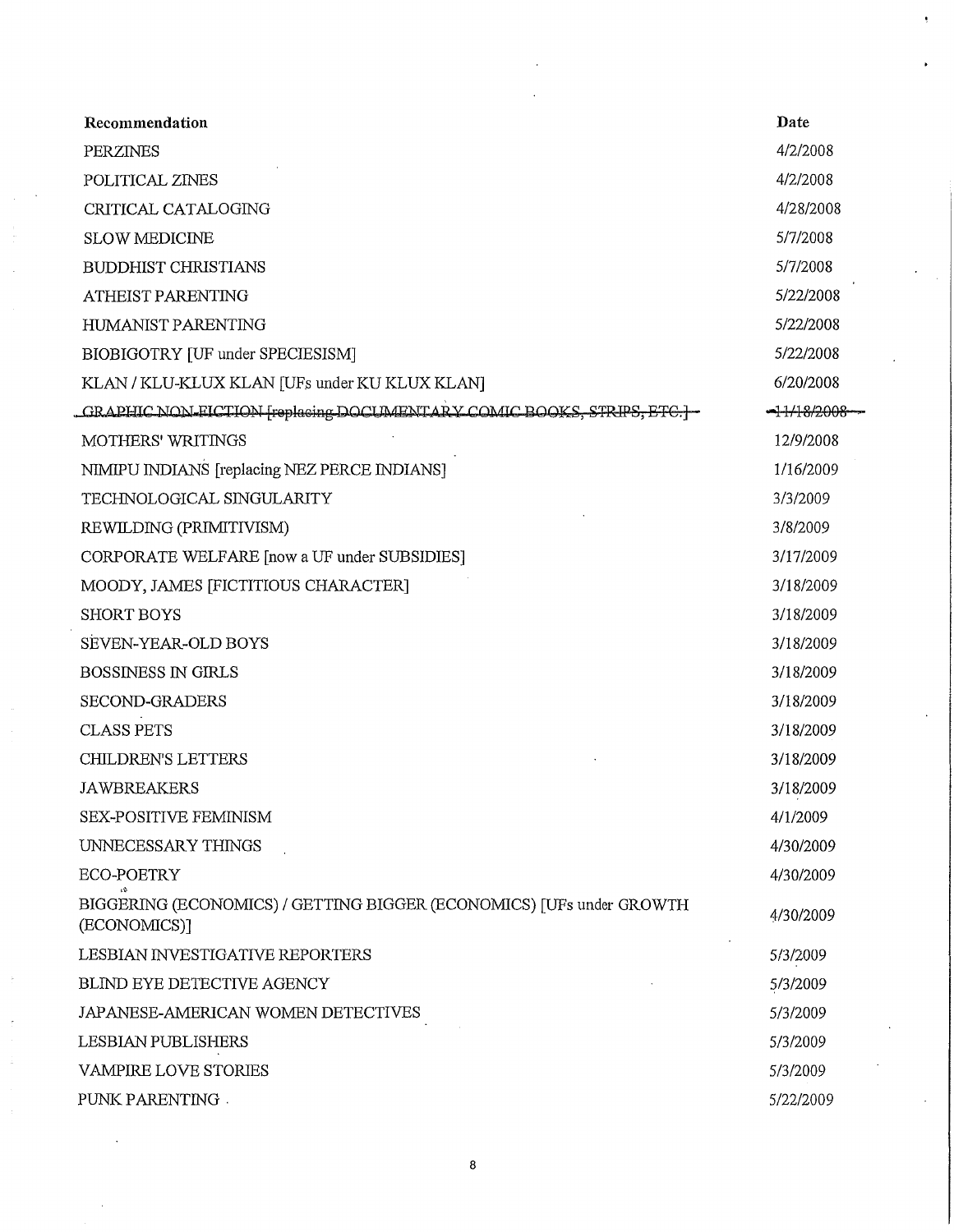| Recommendation | Date |
| --- | --- |
| PERZINES | 4/2/2008 |
| POLITICAL ZINES | 4/2/2008 |
| CRITICAL CATALOGING | 4/28/2008 |
| SLOW MEDICINE | 5/7/2008 |
| BUDDHIST CHRISTIANS | 5/7/2008 |
| ATHEIST PARENTING | 5/22/2008 |
| HUMANIST PARENTING | 5/22/2008 |
| BIOBIGOTRY [UF under SPECIESISM] | 5/22/2008 |
| KLAN / KLU-KLUX KLAN [UFs under KU KLUX KLAN] | 6/20/2008 |
| ~~GRAPHIC NON-FICTION [replacing DOCUMENTARY COMIC BOOKS, STRIPS, ETC.]~~ | ~~11/18/2008~~ |
| MOTHERS' WRITINGS | 12/9/2008 |
| NIMIPU INDIANS [replacing NEZ PERCE INDIANS] | 1/16/2009 |
| TECHNOLOGICAL SINGULARITY | 3/3/2009 |
| REWILDING (PRIMITIVISM) | 3/8/2009 |
| CORPORATE WELFARE [now a UF under SUBSIDIES] | 3/17/2009 |
| MOODY, JAMES [FICTITIOUS CHARACTER] | 3/18/2009 |
| SHORT BOYS | 3/18/2009 |
| SEVEN-YEAR-OLD BOYS | 3/18/2009 |
| BOSSINESS IN GIRLS | 3/18/2009 |
| SECOND-GRADERS | 3/18/2009 |
| CLASS PETS | 3/18/2009 |
| CHILDREN'S LETTERS | 3/18/2009 |
| JAWBREAKERS | 3/18/2009 |
| SEX-POSITIVE FEMINISM | 4/1/2009 |
| UNNECESSARY THINGS | 4/30/2009 |
| ECO-POETRY | 4/30/2009 |
| BIGGERING (ECONOMICS) / GETTING BIGGER (ECONOMICS) [UFs under GROWTH (ECONOMICS)] | 4/30/2009 |
| LESBIAN INVESTIGATIVE REPORTERS | 5/3/2009 |
| BLIND EYE DETECTIVE AGENCY | 5/3/2009 |
| JAPANESE-AMERICAN WOMEN DETECTIVES | 5/3/2009 |
| LESBIAN PUBLISHERS | 5/3/2009 |
| VAMPIRE LOVE STORIES | 5/3/2009 |
| PUNK PARENTING | 5/22/2009 |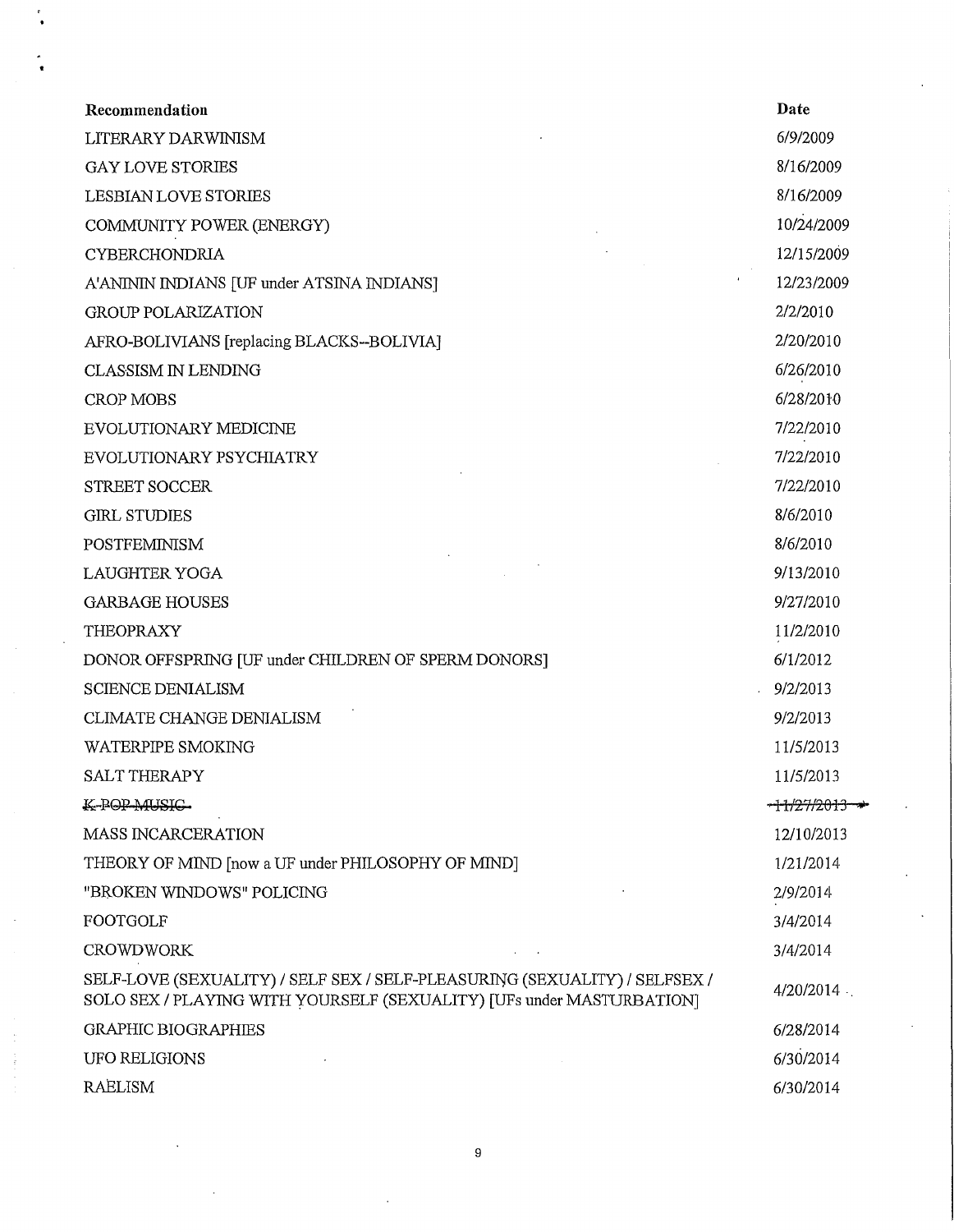| Recommendation | Date |
|---|---|
| LITERARY DARWINISM | 6/9/2009 |
| GAY LOVE STORIES | 8/16/2009 |
| LESBIAN LOVE STORIES | 8/16/2009 |
| COMMUNITY POWER (ENERGY) | 10/24/2009 |
| CYBERCHONDRIA | 12/15/2009 |
| A'ANININ INDIANS [UF under ATSINA INDIANS] | 12/23/2009 |
| GROUP POLARIZATION | 2/2/2010 |
| AFRO-BOLIVIANS [replacing BLACKS--BOLIVIA] | 2/20/2010 |
| CLASSISM IN LENDING | 6/26/2010 |
| CROP MOBS | 6/28/2010 |
| EVOLUTIONARY MEDICINE | 7/22/2010 |
| EVOLUTIONARY PSYCHIATRY | 7/22/2010 |
| STREET SOCCER | 7/22/2010 |
| GIRL STUDIES | 8/6/2010 |
| POSTFEMINISM | 8/6/2010 |
| LAUGHTER YOGA | 9/13/2010 |
| GARBAGE HOUSES | 9/27/2010 |
| THEOPRAXY | 11/2/2010 |
| DONOR OFFSPRING [UF under CHILDREN OF SPERM DONORS] | 6/1/2012 |
| SCIENCE DENIALISM | 9/2/2013 |
| CLIMATE CHANGE DENIALISM | 9/2/2013 |
| WATERPIPE SMOKING | 11/5/2013 |
| SALT THERAPY | 11/5/2013 |
| ~~K-POP MUSIC~~ | ~~11/27/2013~~ |
| MASS INCARCERATION | 12/10/2013 |
| THEORY OF MIND [now a UF under PHILOSOPHY OF MIND] | 1/21/2014 |
| "BROKEN WINDOWS" POLICING | 2/9/2014 |
| FOOTGOLF | 3/4/2014 |
| CROWDWORK | 3/4/2014 |
| SELF-LOVE (SEXUALITY) / SELF SEX / SELF-PLEASURING (SEXUALITY) / SELFSEX / SOLO SEX / PLAYING WITH YOURSELF (SEXUALITY) [UFs under MASTURBATION] | 4/20/2014 |
| GRAPHIC BIOGRAPHIES | 6/28/2014 |
| UFO RELIGIONS | 6/30/2014 |
| RAËLISM | 6/30/2014 |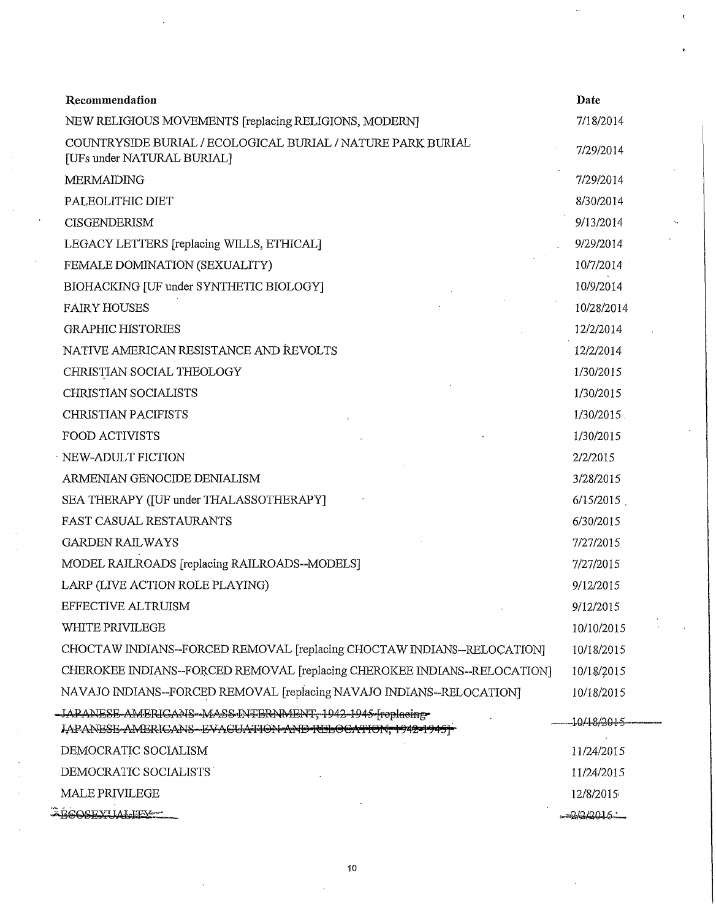| Recommendation | Date |
|---|---|
| NEW RELIGIOUS MOVEMENTS [replacing RELIGIONS, MODERN] | 7/18/2014 |
| COUNTRYSIDE BURIAL / ECOLOGICAL BURIAL / NATURE PARK BURIAL [UFs under NATURAL BURIAL] | 7/29/2014 |
| MERMAIDING | 7/29/2014 |
| PALEOLITHIC DIET | 8/30/2014 |
| CISGENDERISM | 9/13/2014 |
| LEGACY LETTERS [replacing WILLS, ETHICAL] | 9/29/2014 |
| FEMALE DOMINATION (SEXUALITY) | 10/7/2014 |
| BIOHACKING [UF under SYNTHETIC BIOLOGY] | 10/9/2014 |
| FAIRY HOUSES | 10/28/2014 |
| GRAPHIC HISTORIES | 12/2/2014 |
| NATIVE AMERICAN RESISTANCE AND REVOLTS | 12/2/2014 |
| CHRISTIAN SOCIAL THEOLOGY | 1/30/2015 |
| CHRISTIAN SOCIALISTS | 1/30/2015 |
| CHRISTIAN PACIFISTS | 1/30/2015 |
| FOOD ACTIVISTS | 1/30/2015 |
| NEW-ADULT FICTION | 2/2/2015 |
| ARMENIAN GENOCIDE DENIALISM | 3/28/2015 |
| SEA THERAPY ([UF under THALASSOTHERAPY] | 6/15/2015 |
| FAST CASUAL RESTAURANTS | 6/30/2015 |
| GARDEN RAILWAYS | 7/27/2015 |
| MODEL RAILROADS [replacing RAILROADS--MODELS] | 7/27/2015 |
| LARP (LIVE ACTION ROLE PLAYING) | 9/12/2015 |
| EFFECTIVE ALTRUISM | 9/12/2015 |
| WHITE PRIVILEGE | 10/10/2015 |
| CHOCTAW INDIANS--FORCED REMOVAL [replacing CHOCTAW INDIANS--RELOCATION] | 10/18/2015 |
| CHEROKEE INDIANS--FORCED REMOVAL [replacing CHEROKEE INDIANS--RELOCATION] | 10/18/2015 |
| NAVAJO INDIANS--FORCED REMOVAL [replacing NAVAJO INDIANS--RELOCATION] | 10/18/2015 |
| ~~JAPANESE-AMERICANS--MASS INTERNMENT, 1942-1945 [replacing JAPANESE-AMERICANS--EVACUATION AND RELOCATION, 1942-1945]~~ | ~~10/18/2015~~ |
| DEMOCRATIC SOCIALISM | 11/24/2015 |
| DEMOCRATIC SOCIALISTS | 11/24/2015 |
| MALE PRIVILEGE | 12/8/2015 |
| ~~ECOSEXUALITY~~ | ~~2/2/2016~~ |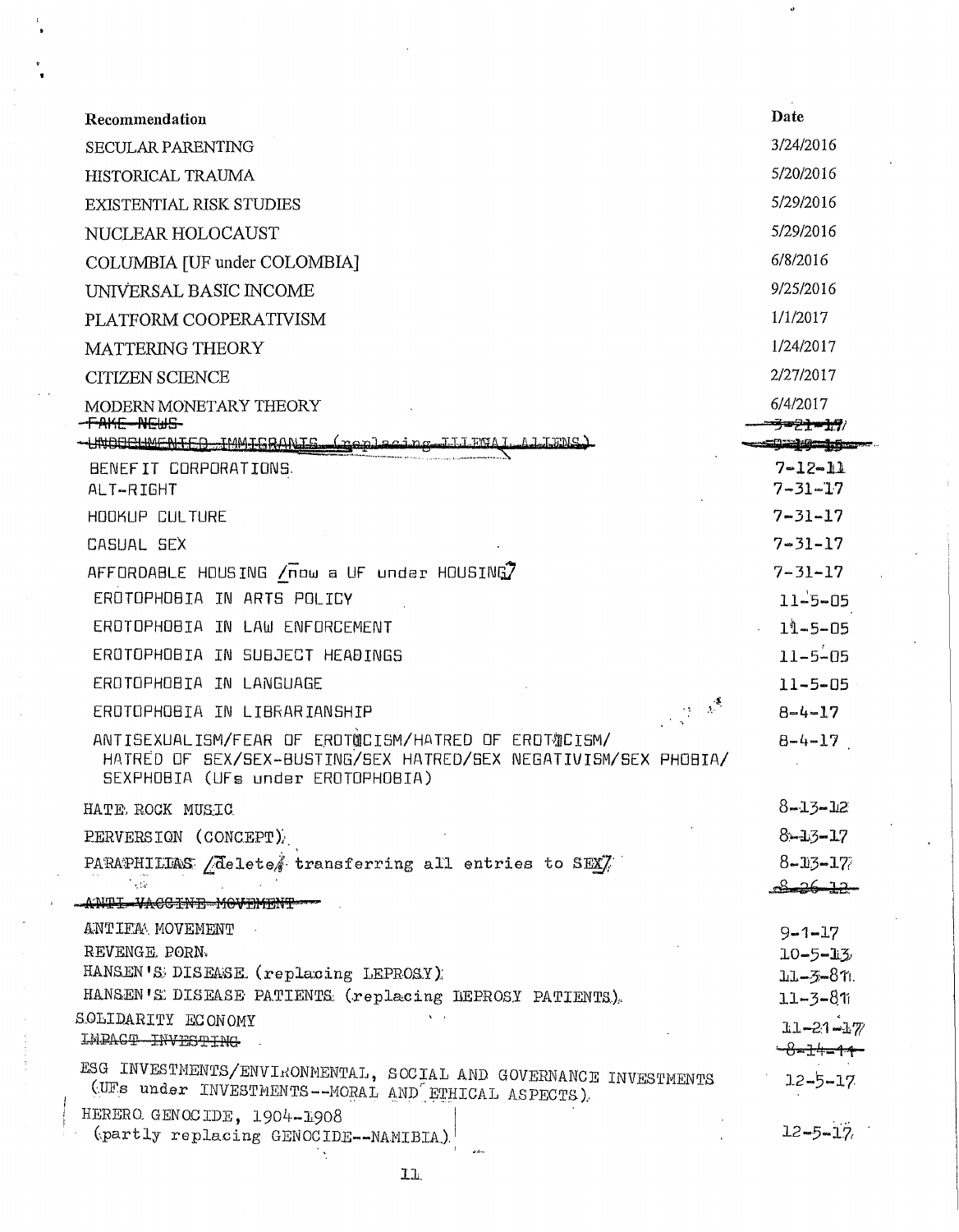| Recommendation | Date |
| --- | --- |
| SECULAR PARENTING | 3/24/2016 |
| HISTORICAL TRAUMA | 5/20/2016 |
| EXISTENTIAL RISK STUDIES | 5/29/2016 |
| NUCLEAR HOLOCAUST | 5/29/2016 |
| COLUMBIA [UF under COLOMBIA] | 6/8/2016 |
| UNIVERSAL BASIC INCOME | 9/25/2016 |
| PLATFORM COOPERATIVISM | 1/1/2017 |
| MATTERING THEORY | 1/24/2017 |
| CITIZEN SCIENCE | 2/27/2017 |
| MODERN MONETARY THEORY | 6/4/2017 |
| ~~FAKE NEWS~~ | ~~3-21-17~~ |
| ~~UNDOCUMENTED IMMIGRANTS (replacing ILLEGAL ALIENS)~~ | ~~9-19-15~~ |
| BENEFIT CORPORATIONS | 7-12-11 |
| ALT-RIGHT | 7-31-17 |
| HOOKUP CULTURE | 7-31-17 |
| CASUAL SEX | 7-31-17 |
| AFFORDABLE HOUSING [now a UF under HOUSING] | 7-31-17 |
| EROTOPHOBIA IN ARTS POLICY | 11-5-05 |
| EROTOPHOBIA IN LAW ENFORCEMENT | 11-5-05 |
| EROTOPHOBIA IN SUBJECT HEADINGS | 11-5-05 |
| EROTOPHOBIA IN LANGUAGE | 11-5-05 |
| EROTOPHOBIA IN LIBRARIANSHIP | 8-4-17 |
| ANTISEXUALISM/FEAR OF EROTICISM/HATRED OF EROTICISM/ HATRED OF SEX/SEX-BUSTING/SEX HATRED/SEX NEGATIVISM/SEX PHOBIA/ SEXPHOBIA (UFs under EROTOPHOBIA) | 8-4-17 |
| HATE ROCK MUSIC | 8-13-12 |
| PERVERSION (CONCEPT) | 8-13-17 |
| PARAPHILIAS [delete, transferring all entries to SEX] | 8-13-17 |
| ~~ANTI-VACCINE MOVEMENT~~ | ~~8-26-12~~ |
| ANTIFA MOVEMENT | 9-1-17 |
| REVENGE PORN | 10-5-13 |
| HANSEN'S DISEASE (replacing LEPROSY) | 11-3-81 |
| HANSEN'S DISEASE PATIENTS (replacing LEPROSY PATIENTS) | 11-3-81 |
| SOLIDARITY ECONOMY | 11-21-17 |
| ~~IMPACT INVESTING~~ | ~~8-14-14~~ |
| ESG INVESTMENTS/ENVIRONMENTAL, SOCIAL AND GOVERNANCE INVESTMENTS (UFs under INVESTMENTS--MORAL AND ETHICAL ASPECTS) | 12-5-17 |
| HERERO GENOCIDE, 1904-1908 (partly replacing GENOCIDE--NAMIBIA) | 12-5-17 |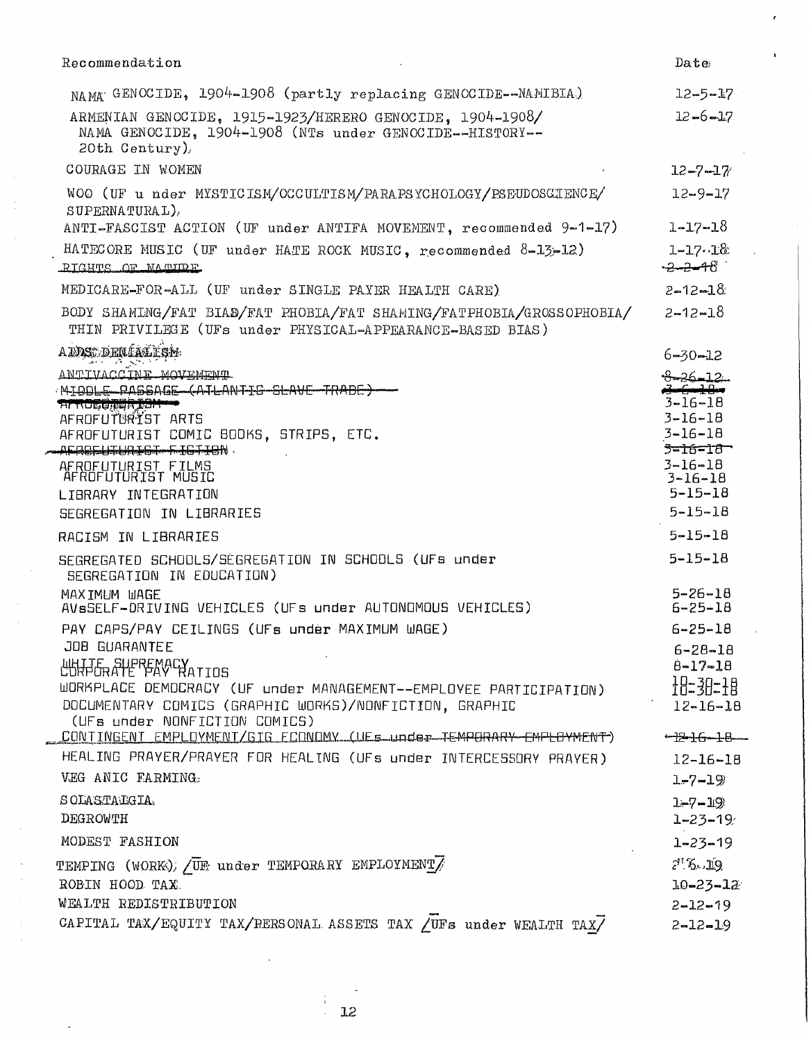| Recommendation | Date |
|---|---|
| NAMA GENOCIDE, 1904-1908 (partly replacing GENOCIDE--NAMIBIA) | 12-5-17 |
| ARMENIAN GENOCIDE, 1915-1923/HERERO GENOCIDE, 1904-1908/ NAMA GENOCIDE, 1904-1908 (NTs under GENOCIDE--HISTORY--20th Century) | 12-6-17 |
| COURAGE IN WOMEN | 12-7-17 |
| WOO (UF u nder MYSTICISM/OCCULTISM/PARAPSYCHOLOGY/PSEUDOSCIENCE/ SUPERNATURAL) | 12-9-17 |
| ANTI-FASCIST ACTION (UF under ANTIFA MOVEMENT, recommended 9-1-17) | 1-17-18 |
| HATECORE MUSIC (UF under HATE ROCK MUSIC, recommended 8-13-12) | 1-17-18 |
| ~~RIGHTS OF NATURE~~ | ~~2-2-18~~ |
| MEDICARE-FOR-ALL (UF under SINGLE PAYER HEALTH CARE) | 2-12-18 |
| BODY SHAMING/FAT BIAS/FAT PHOBIA/FAT SHAMING/FATPHOBIA/GROSSOPHOBIA/ THIN PRIVILEGE (UFs under PHYSICAL-APPEARANCE-BASED BIAS) | 2-12-18 |
| AIDS DENIALISM | 6-30-12 |
| ~~ANTIVACCINE MOVEMENT~~ | ~~8-26-12~~ |
| ~~MIDDLE PASSAGE (ATLANTIC SLAVE TRADE)~~ | ~~3-6-18~~ |
| ~~AFROFUTURISM~~ | 3-16-18 |
| AFROFUTURIST ARTS | 3-16-18 |
| AFROFUTURIST COMIC BOOKS, STRIPS, ETC. | 3-16-18 |
| ~~AFROFUTURIST FICTION~~ | ~~3-16-18~~ |
| AFROFUTURIST FILMS | 3-16-18 |
| AFROFUTURIST MUSIC | 3-16-18 |
| LIBRARY INTEGRATION | 5-15-18 |
| SEGREGATION IN LIBRARIES | 5-15-18 |
| RACISM IN LIBRARIES | 5-15-18 |
| SEGREGATED SCHOOLS/SEGREGATION IN SCHOOLS (UFs under SEGREGATION IN EDUCATION) | 5-15-18 |
| MAXIMUM WAGE | 5-26-18 |
| AVsSELF-DRIVING VEHICLES (UFs under AUTONOMOUS VEHICLES) | 6-25-18 |
| PAY CAPS/PAY CEILINGS (UFs under MAXIMUM WAGE) | 6-25-18 |
| JOB GUARANTEE | 6-28-18 |
| WHITE SUPREMACY | 8-17-18 |
| CORPORATE PAY RATIOS | 10-30-18 |
| WORKPLACE DEMOCRACY (UF under MANAGEMENT--EMPLOYEE PARTICIPATION) | 10-30-18 |
| DOCUMENTARY COMICS (GRAPHIC WORKS)/NONFICTION, GRAPHIC (UFs under NONFICTION COMICS) | 12-16-18 |
| ~~CONTINGENT EMPLOYMENT/GIG ECONOMY (UFs under TEMPORARY EMPLOYMENT)~~ | ~~12-16-18~~ |
| HEALING PRAYER/PRAYER FOR HEALING (UFs under INTERCESSORY PRAYER) | 12-16-18 |
| VEGANIC FARMING | 1-7-19 |
| SOLASTALGIA | 1-7-19 |
| DEGROWTH | 1-23-19 |
| MODEST FASHION | 1-23-19 |
| TEMPING (WORK) /UF under TEMPORARY EMPLOYMENT/ | 2-5-19 |
| ROBIN HOOD TAX | 10-23-12 |
| WEALTH REDISTRIBUTION | 2-12-19 |
| CAPITAL TAX/EQUITY TAX/PERSONAL ASSETS TAX /UFs under WEALTH TAX/ | 2-12-19 |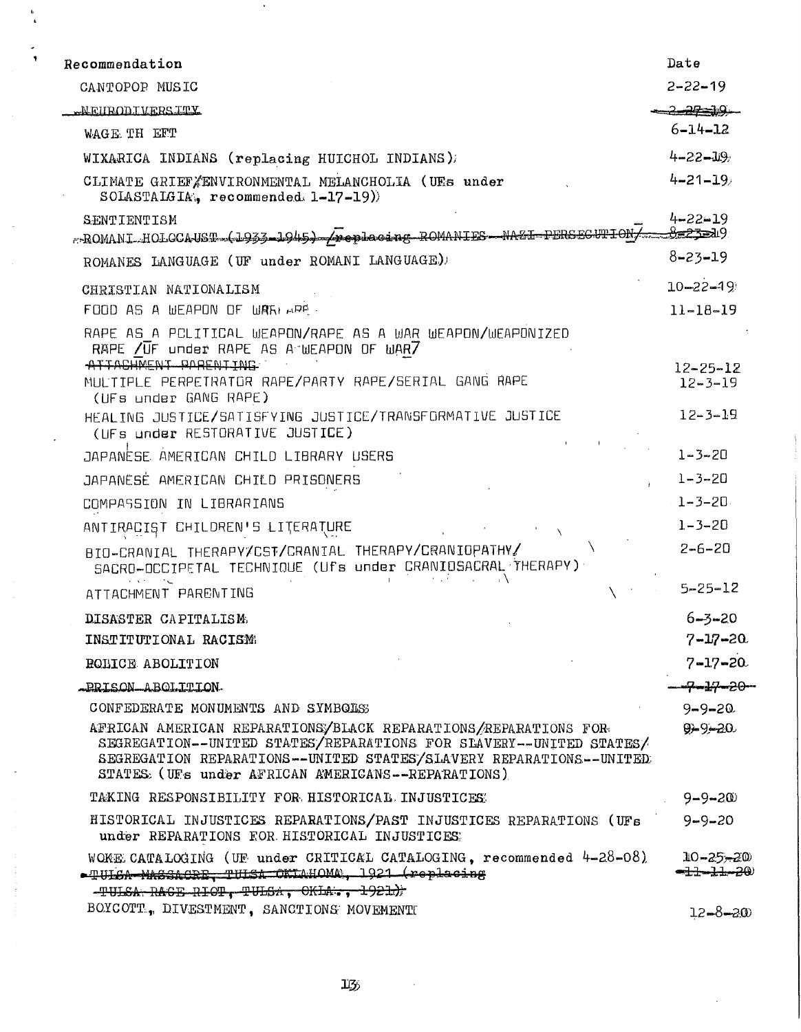| Recommendation | Date |
| --- | --- |
| CANTOPOP MUSIC | 2-22-19 |
| ~~NEURODIVERSITY~~ | ~~2-27-19~~ |
| WAGE TH EFT | 6-14-12 |
| WIXARICA INDIANS (replacing HUICHOL INDIANS) | 4-22-19 |
| CLIMATE GRIEF/ENVIRONMENTAL MELANCHOLIA (UFs under SOLASTALGIA, recommended 1-17-19) | 4-21-19 |
| SENTIENTISM | 4-22-19 |
| ~~ROMANI HOLOCAUST (1933-1945) (replacing ROMANIES--NAZI PERSECUTION)~~ | ~~8-23-19~~ |
| ROMANES LANGUAGE (UF under ROMANI LANGUAGE) | 8-23-19 |
| CHRISTIAN NATIONALISM | 10-22-19 |
| FOOD AS A WEAPON OF WAR | 11-18-19 |
| RAPE AS A POLITICAL WEAPON/RAPE AS A WAR WEAPON/WEAPONIZED RAPE /UF under RAPE AS A WEAPON OF WAR/ | |
| ~~ATTACHMENT PARENTING~~ | 12-25-12 |
| MULTIPLE PERPETRATOR RAPE/PARTY RAPE/SERIAL GANG RAPE (UFs under GANG RAPE) | 12-3-19 |
| HEALING JUSTICE/SATISFYING JUSTICE/TRANSFORMATIVE JUSTICE (UFs under RESTORATIVE JUSTICE) | 12-3-19 |
| JAPANESE AMERICAN CHILD LIBRARY USERS | 1-3-20 |
| JAPANESE AMERICAN CHILD PRISONERS | 1-3-20 |
| COMPASSION IN LIBRARIANS | 1-3-20 |
| ANTIRACIST CHILDREN'S LITERATURE | 1-3-20 |
| BIO-CRANIAL THERAPY/CST/CRANIAL THERAPY/CRANIOPATHY/ SACRO-OCCIPETAL TECHNIQUE (UFs under CRANIOSACRAL THERAPY) | 2-6-20 |
| ATTACHMENT PARENTING | 5-25-12 |
| DISASTER CAPITALISM | 6-3-20 |
| INSTITUTIONAL RACISM | 7-17-20 |
| POLICE ABOLITION | 7-17-20 |
| ~~PRISON ABOLITION~~ | ~~7-17-20~~ |
| CONFEDERATE MONUMENTS AND SYMBOLS | 9-9-20 |
| AFRICAN AMERICAN REPARATIONS/BLACK REPARATIONS/REPARATIONS FOR SEGREGATION--UNITED STATES/REPARATIONS FOR SLAVERY--UNITED STATES/ SEGREGATION REPARATIONS--UNITED STATES/SLAVERY REPARATIONS--UNITED STATES (UFs under AFRICAN AMERICANS--REPARATIONS) | 9-9-20 |
| TAKING RESPONSIBILITY FOR HISTORICAL INJUSTICES | 9-9-20 |
| HISTORICAL INJUSTICES REPARATIONS/PAST INJUSTICES REPARATIONS (UFs under REPARATIONS FOR HISTORICAL INJUSTICES | 9-9-20 |
| WOKE CATALOGING (UF under CRITICAL CATALOGING, recommended 4-28-08) | 10-25-20 |
| ~~TULSA MASSACRE, TULSA OKLAHOMA, 1921 (replacing TULSA RACE RIOT, TULSA, OKLA., 1921)~~ | ~~11-11-20~~ |
| BOYCOTT, DIVESTMENT, SANCTIONS MOVEMENT | 12-8-20 |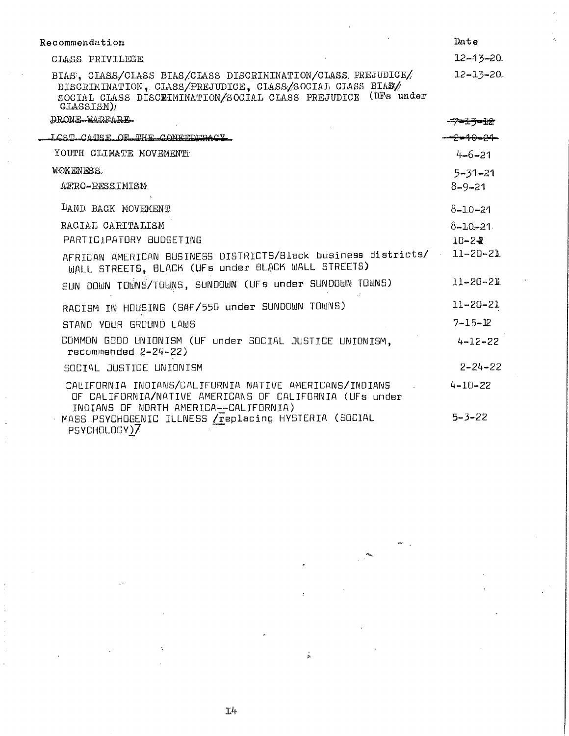| Recommendation | Date |
|---|---|
| CLASS PRIVILEGE | 12-13-20 |
| BIAS, CLASS/CLASS BIAS/CLASS DISCRIMINATION/CLASS PREJUDICE/ DISCRIMINATION, CLASS/PREJUDICE, CLASS/SOCIAL CLASS BIAS/ SOCIAL CLASS DISCRIMINATION/SOCIAL CLASS PREJUDICE (UFs under CLASSISM) | 12-13-20 |
| ~~DRONE WARFARE~~ | ~~7-13-12~~ |
| ~~LOST CAUSE OF THE CONFEDERACY~~ | ~~2-10-21~~ |
| YOUTH CLIMATE MOVEMENT | 4-6-21 |
| WOKENESS | 5-31-21 |
| AFRO-PESSIMISM | 8-9-21 |
| LAND BACK MOVEMENT | 8-10-21 |
| RACIAL CAPITALISM | 8-10-21 |
| PARTICIPATORY BUDGETING | 10-2-1 |
| AFRICAN AMERICAN BUSINESS DISTRICTS/Black business districts/ WALL STREETS, BLACK (UFs under BLACK WALL STREETS) | 11-20-21 |
| SUN DOWN TOWNS/TOWNS, SUNDOWN (UFs under SUNDOWN TOWNS) | 11-20-21 |
| RACISM IN HOUSING (SAF/550 under SUNDOWN TOWNS) | 11-20-21 |
| STAND YOUR GROUND LAWS | 7-15-12 |
| COMMON GOOD UNIONISM (UF under SOCIAL JUSTICE UNIONISM, recommended 2-24-22) | 4-12-22 |
| SOCIAL JUSTICE UNIONISM | 2-24-22 |
| CALIFORNIA INDIANS/CALIFORNIA NATIVE AMERICANS/INDIANS OF CALIFORNIA/NATIVE AMERICANS OF CALIFORNIA (UFs under INDIANS OF NORTH AMERICA--CALIFORNIA) | 4-10-22 |
| MASS PSYCHOGENIC ILLNESS /replacing HYSTERIA (SOCIAL PSYCHOLOGY)/ | 5-3-22 |